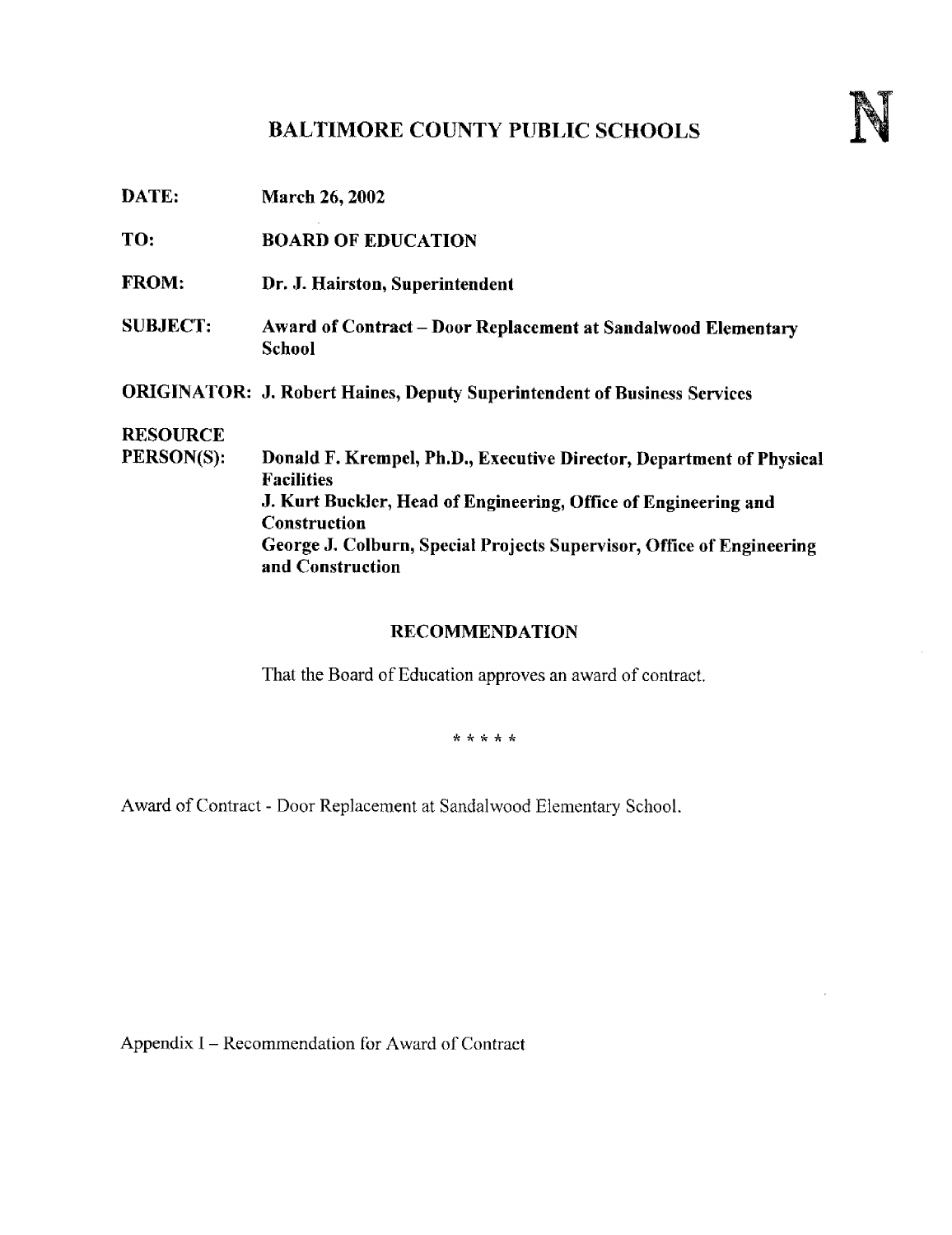# BALTIMORE COUNTY PUBLIC SCHOOLS

**N**

**DATE:** March 26, 2002

**TO:** BOARD OF EDUCATION

**FROM:** Dr. J. Hairston, Superintendent

**SUBJECT:** Award of Contract – Door Replacement at Sandalwood Elementary School

**ORIGINATOR:** J. Robert Haines, Deputy Superintendent of Business Services

**RESOURCE PERSON(S):** Donald F. Krempel, Ph.D., Executive Director, Department of Physical Facilities
J. Kurt Buckler, Head of Engineering, Office of Engineering and Construction
George J. Colburn, Special Projects Supervisor, Office of Engineering and Construction

## RECOMMENDATION

That the Board of Education approves an award of contract.

* * * * *

Award of Contract - Door Replacement at Sandalwood Elementary School.

Appendix I – Recommendation for Award of Contract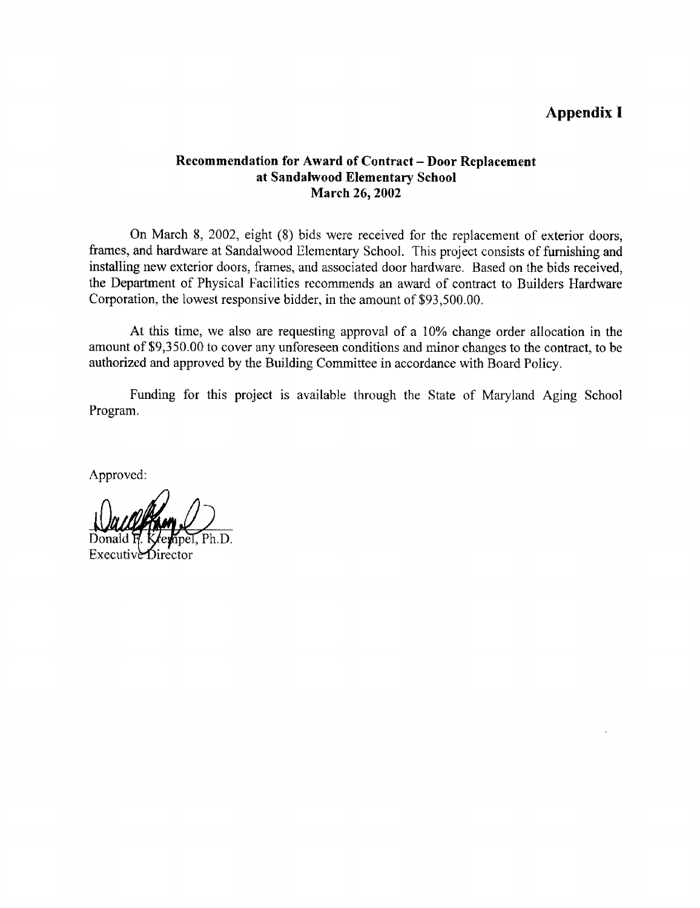# Appendix I

## Recommendation for Award of Contract – Door Replacement at Sandalwood Elementary School March 26, 2002

On March 8, 2002, eight (8) bids were received for the replacement of exterior doors, frames, and hardware at Sandalwood Elementary School. This project consists of furnishing and installing new exterior doors, frames, and associated door hardware. Based on the bids received, the Department of Physical Facilities recommends an award of contract to Builders Hardware Corporation, the lowest responsive bidder, in the amount of $93,500.00.

At this time, we also are requesting approval of a 10% change order allocation in the amount of $9,350.00 to cover any unforeseen conditions and minor changes to the contract, to be authorized and approved by the Building Committee in accordance with Board Policy.

Funding for this project is available through the State of Maryland Aging School Program.

Approved:

Donald F. Krempel, Ph.D.
Executive Director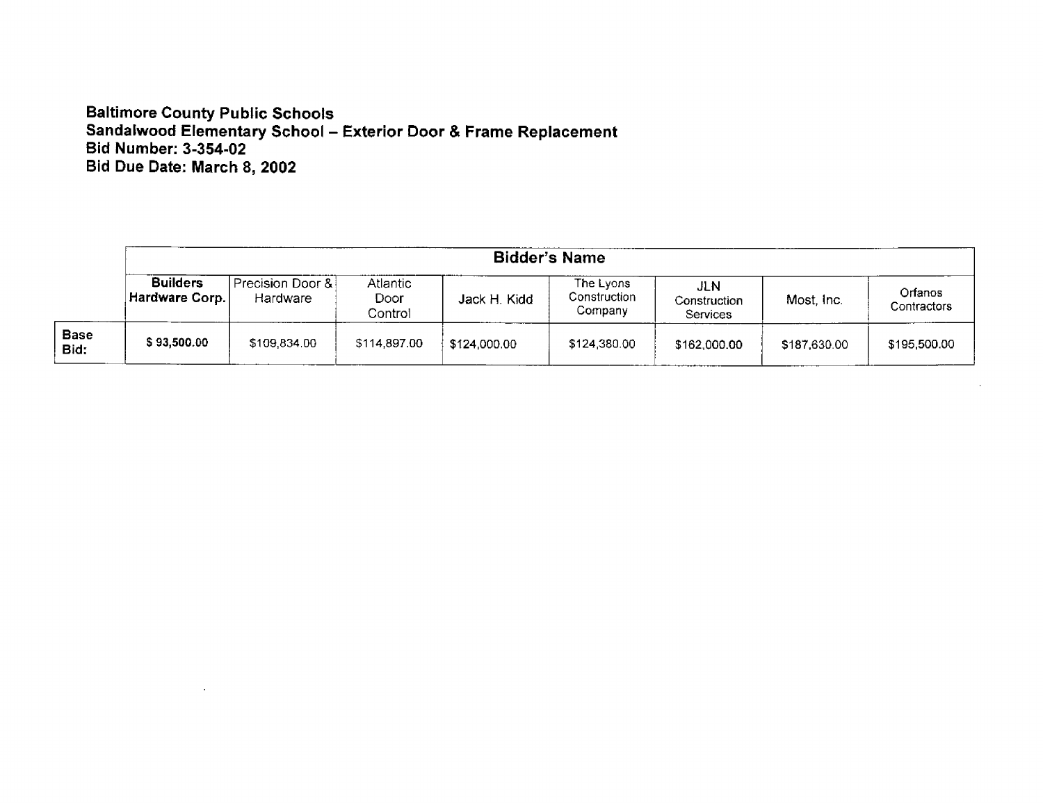**Baltimore County Public Schools**
**Sandalwood Elementary School – Exterior Door & Frame Replacement**
**Bid Number: 3-354-02**
**Bid Due Date: March 8, 2002**

| | Bidder's Name | | | | | | | |
|---|---|---|---|---|---|---|---|---|
| | **Builders Hardware Corp.** | Precision Door & Hardware | Atlantic Door Control | Jack H. Kidd | The Lyons Construction Company | JLN Construction Services | Most, Inc. | Orfanos Contractors |
| **Base Bid:** | **$ 93,500.00** | $109,834.00 | $114,897.00 | $124,000.00 | $124,380.00 | $162,000.00 | $187,630.00 | $195,500.00 |